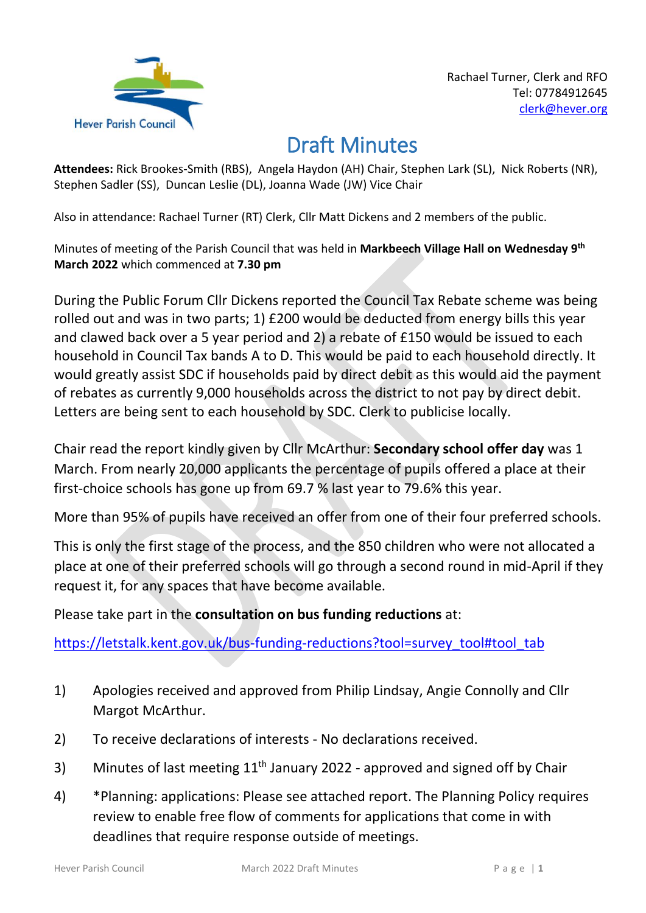Hever Parish Council

Rachael Turner, Clerk and RFO
Tel: 07784912645
clerk@hever.org

# Draft Minutes

**Attendees:** Rick Brookes-Smith (RBS), Angela Haydon (AH) Chair, Stephen Lark (SL), Nick Roberts (NR), Stephen Sadler (SS), Duncan Leslie (DL), Joanna Wade (JW) Vice Chair

Also in attendance: Rachael Turner (RT) Clerk, Cllr Matt Dickens and 2 members of the public.

Minutes of meeting of the Parish Council that was held in **Markbeech Village Hall on Wednesday 9th March 2022** which commenced at **7.30 pm**

During the Public Forum Cllr Dickens reported the Council Tax Rebate scheme was being rolled out and was in two parts; 1) £200 would be deducted from energy bills this year and clawed back over a 5 year period and 2) a rebate of £150 would be issued to each household in Council Tax bands A to D. This would be paid to each household directly. It would greatly assist SDC if households paid by direct debit as this would aid the payment of rebates as currently 9,000 households across the district to not pay by direct debit. Letters are being sent to each household by SDC. Clerk to publicise locally.

Chair read the report kindly given by Cllr McArthur: **Secondary school offer day** was 1 March. From nearly 20,000 applicants the percentage of pupils offered a place at their first-choice schools has gone up from 69.7 % last year to 79.6% this year.

More than 95% of pupils have received an offer from one of their four preferred schools.

This is only the first stage of the process, and the 850 children who were not allocated a place at one of their preferred schools will go through a second round in mid-April if they request it, for any spaces that have become available.

Please take part in the **consultation on bus funding reductions** at:

https://letstalk.kent.gov.uk/bus-funding-reductions?tool=survey_tool#tool_tab

1) Apologies received and approved from Philip Lindsay, Angie Connolly and Cllr Margot McArthur.

2) To receive declarations of interests - No declarations received.

3) Minutes of last meeting 11th January 2022 - approved and signed off by Chair

4) *Planning: applications: Please see attached report. The Planning Policy requires review to enable free flow of comments for applications that come in with deadlines that require response outside of meetings.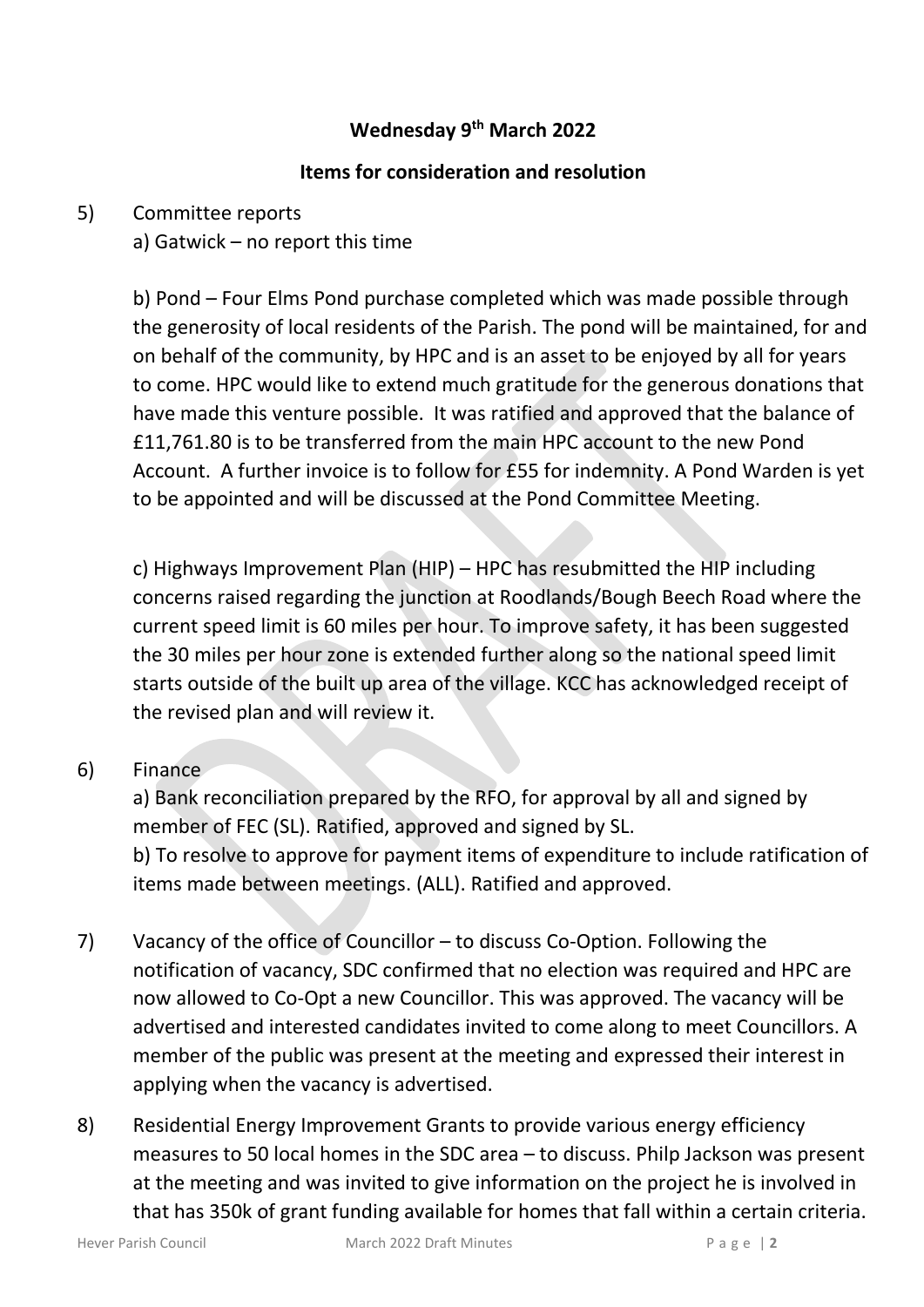**Wednesday 9th March 2022**

**Items for consideration and resolution**

5) Committee reports

a) Gatwick – no report this time

b) Pond – Four Elms Pond purchase completed which was made possible through the generosity of local residents of the Parish. The pond will be maintained, for and on behalf of the community, by HPC and is an asset to be enjoyed by all for years to come. HPC would like to extend much gratitude for the generous donations that have made this venture possible. It was ratified and approved that the balance of £11,761.80 is to be transferred from the main HPC account to the new Pond Account. A further invoice is to follow for £55 for indemnity. A Pond Warden is yet to be appointed and will be discussed at the Pond Committee Meeting.

c) Highways Improvement Plan (HIP) – HPC has resubmitted the HIP including concerns raised regarding the junction at Roodlands/Bough Beech Road where the current speed limit is 60 miles per hour. To improve safety, it has been suggested the 30 miles per hour zone is extended further along so the national speed limit starts outside of the built up area of the village. KCC has acknowledged receipt of the revised plan and will review it.

6) Finance

a) Bank reconciliation prepared by the RFO, for approval by all and signed by member of FEC (SL). Ratified, approved and signed by SL.

b) To resolve to approve for payment items of expenditure to include ratification of items made between meetings. (ALL). Ratified and approved.

7) Vacancy of the office of Councillor – to discuss Co-Option. Following the notification of vacancy, SDC confirmed that no election was required and HPC are now allowed to Co-Opt a new Councillor. This was approved. The vacancy will be advertised and interested candidates invited to come along to meet Councillors. A member of the public was present at the meeting and expressed their interest in applying when the vacancy is advertised.

8) Residential Energy Improvement Grants to provide various energy efficiency measures to 50 local homes in the SDC area – to discuss. Philp Jackson was present at the meeting and was invited to give information on the project he is involved in that has 350k of grant funding available for homes that fall within a certain criteria.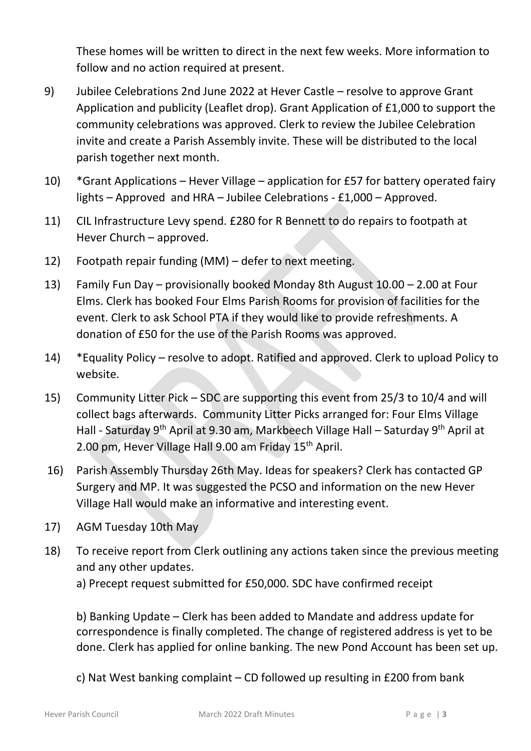These homes will be written to direct in the next few weeks. More information to follow and no action required at present.

9) Jubilee Celebrations 2nd June 2022 at Hever Castle – resolve to approve Grant Application and publicity (Leaflet drop). Grant Application of £1,000 to support the community celebrations was approved. Clerk to review the Jubilee Celebration invite and create a Parish Assembly invite. These will be distributed to the local parish together next month.

10) *Grant Applications – Hever Village – application for £57 for battery operated fairy lights – Approved and HRA – Jubilee Celebrations - £1,000 – Approved.

11) CIL Infrastructure Levy spend. £280 for R Bennett to do repairs to footpath at Hever Church – approved.

12) Footpath repair funding (MM) – defer to next meeting.

13) Family Fun Day – provisionally booked Monday 8th August 10.00 – 2.00 at Four Elms. Clerk has booked Four Elms Parish Rooms for provision of facilities for the event. Clerk to ask School PTA if they would like to provide refreshments. A donation of £50 for the use of the Parish Rooms was approved.

14) *Equality Policy – resolve to adopt. Ratified and approved. Clerk to upload Policy to website.

15) Community Litter Pick – SDC are supporting this event from 25/3 to 10/4 and will collect bags afterwards. Community Litter Picks arranged for: Four Elms Village Hall - Saturday 9th April at 9.30 am, Markbeech Village Hall – Saturday 9th April at 2.00 pm, Hever Village Hall 9.00 am Friday 15th April.

16) Parish Assembly Thursday 26th May. Ideas for speakers? Clerk has contacted GP Surgery and MP. It was suggested the PCSO and information on the new Hever Village Hall would make an informative and interesting event.

17) AGM Tuesday 10th May

18) To receive report from Clerk outlining any actions taken since the previous meeting and any other updates.

a) Precept request submitted for £50,000. SDC have confirmed receipt

b) Banking Update – Clerk has been added to Mandate and address update for correspondence is finally completed. The change of registered address is yet to be done. Clerk has applied for online banking. The new Pond Account has been set up.

c) Nat West banking complaint – CD followed up resulting in £200 from bank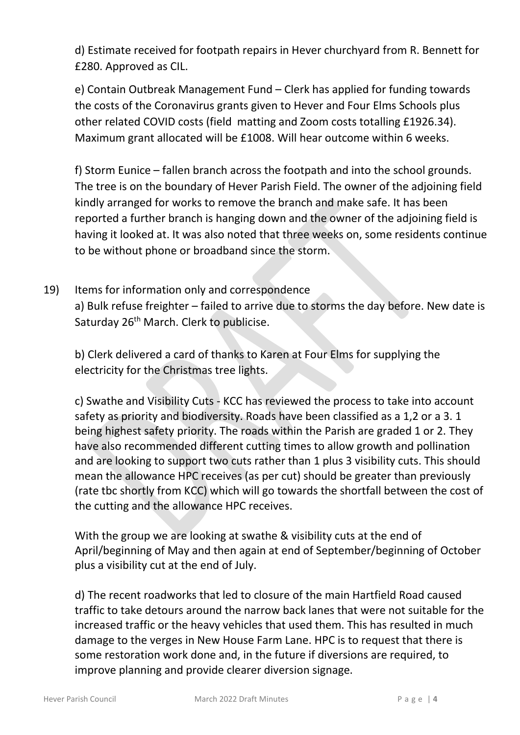d) Estimate received for footpath repairs in Hever churchyard from R. Bennett for £280. Approved as CIL.

e) Contain Outbreak Management Fund – Clerk has applied for funding towards the costs of the Coronavirus grants given to Hever and Four Elms Schools plus other related COVID costs (field matting and Zoom costs totalling £1926.34). Maximum grant allocated will be £1008. Will hear outcome within 6 weeks.

f) Storm Eunice – fallen branch across the footpath and into the school grounds. The tree is on the boundary of Hever Parish Field. The owner of the adjoining field kindly arranged for works to remove the branch and make safe. It has been reported a further branch is hanging down and the owner of the adjoining field is having it looked at. It was also noted that three weeks on, some residents continue to be without phone or broadband since the storm.

19) Items for information only and correspondence

a) Bulk refuse freighter – failed to arrive due to storms the day before. New date is Saturday 26th March. Clerk to publicise.

b) Clerk delivered a card of thanks to Karen at Four Elms for supplying the electricity for the Christmas tree lights.

c) Swathe and Visibility Cuts - KCC has reviewed the process to take into account safety as priority and biodiversity. Roads have been classified as a 1,2 or a 3. 1 being highest safety priority. The roads within the Parish are graded 1 or 2. They have also recommended different cutting times to allow growth and pollination and are looking to support two cuts rather than 1 plus 3 visibility cuts. This should mean the allowance HPC receives (as per cut) should be greater than previously (rate tbc shortly from KCC) which will go towards the shortfall between the cost of the cutting and the allowance HPC receives.

With the group we are looking at swathe & visibility cuts at the end of April/beginning of May and then again at end of September/beginning of October plus a visibility cut at the end of July.

d) The recent roadworks that led to closure of the main Hartfield Road caused traffic to take detours around the narrow back lanes that were not suitable for the increased traffic or the heavy vehicles that used them. This has resulted in much damage to the verges in New House Farm Lane. HPC is to request that there is some restoration work done and, in the future if diversions are required, to improve planning and provide clearer diversion signage.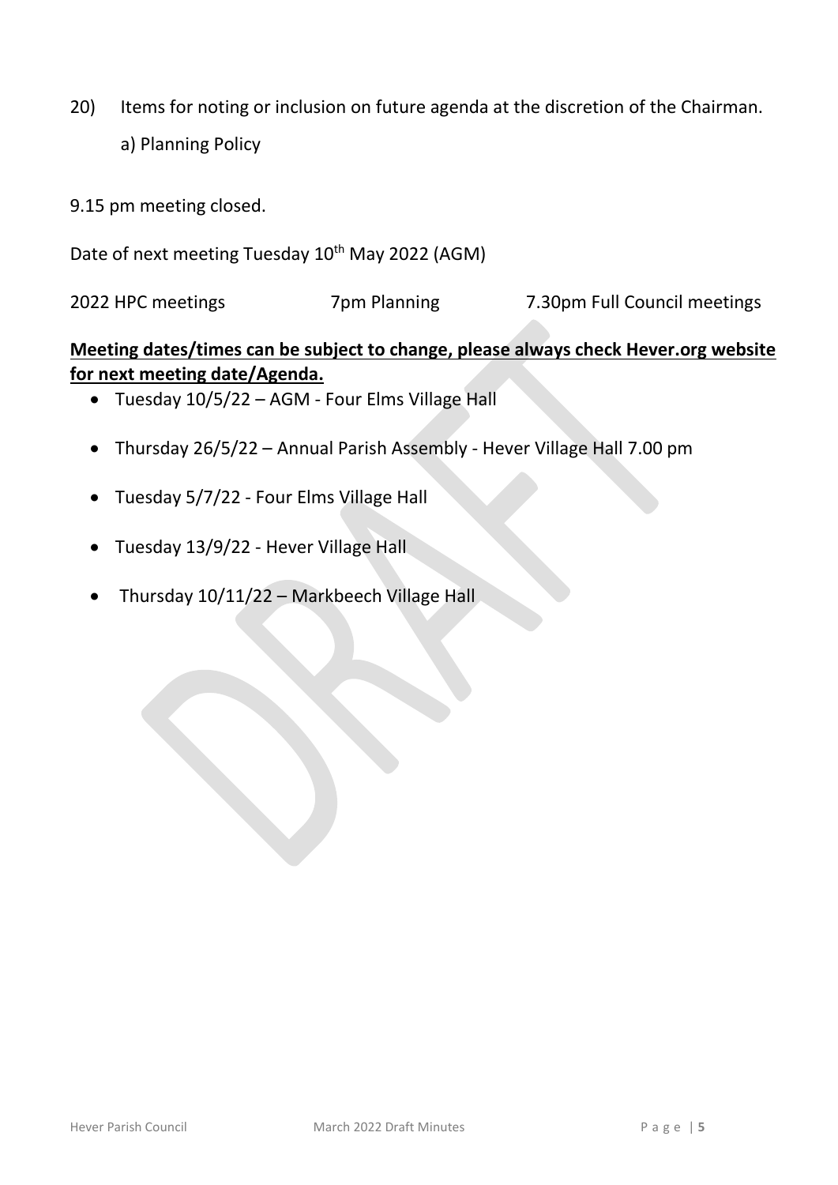20) Items for noting or inclusion on future agenda at the discretion of the Chairman.

a) Planning Policy

9.15 pm meeting closed.

Date of next meeting Tuesday 10th May 2022 (AGM)

2022 HPC meetings 7pm Planning 7.30pm Full Council meetings

**Meeting dates/times can be subject to change, please always check Hever.org website for next meeting date/Agenda.**

- Tuesday 10/5/22 – AGM - Four Elms Village Hall
- Thursday 26/5/22 – Annual Parish Assembly - Hever Village Hall 7.00 pm
- Tuesday 5/7/22 - Four Elms Village Hall
- Tuesday 13/9/22 - Hever Village Hall
- Thursday 10/11/22 – Markbeech Village Hall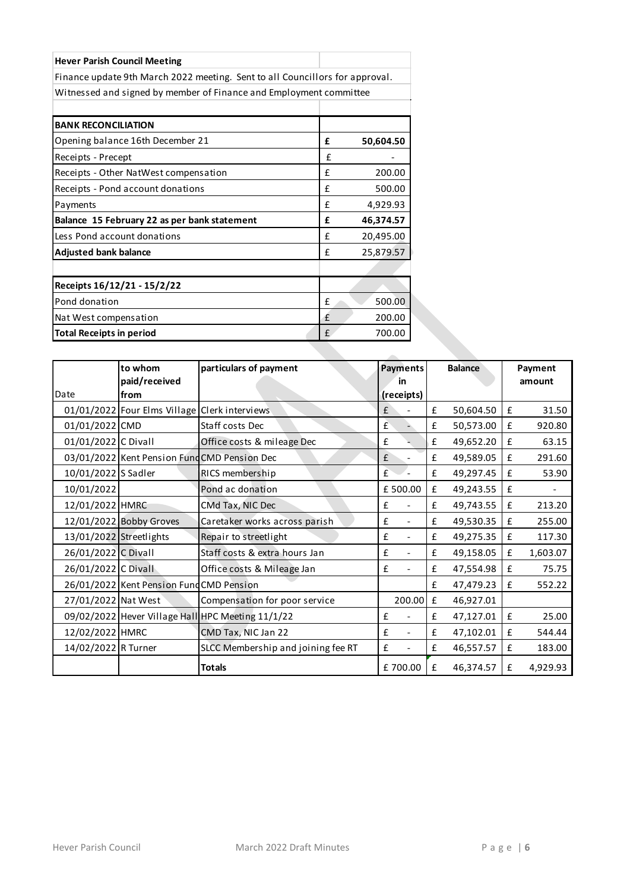| **Hever Parish Council Meeting** | |
|---|---|
| Finance update 9th March 2022 meeting. Sent to all Councillors for approval. | |
| Witnessed and signed by member of Finance and Employment committee | |

| **BANK RECONCILIATION** | | |
|---|---|---|
| Opening balance 16th December 21 | **£** | **50,604.50** |
| Receipts - Precept | £ | - |
| Receipts - Other NatWest compensation | £ | 200.00 |
| Receipts - Pond account donations | £ | 500.00 |
| Payments | £ | 4,929.93 |
| **Balance 15 February 22 as per bank statement** | **£** | **46,374.57** |
| Less Pond account donations | £ | 20,495.00 |
| **Adjusted bank balance** | £ | 25,879.57 |

| **Receipts 16/12/21 - 15/2/22** | | |
|---|---|---|
| Pond donation | £ | 500.00 |
| Nat West compensation | £ | 200.00 |
| **Total Receipts in period** | £ | 700.00 |

| Date | to whom paid/received from | particulars of payment | Payments in (receipts) | Balance | Payment amount |
|---|---|---|---|---|---|
| 01/01/2022 | Four Elms Village | Clerk interviews | £ - | £ 50,604.50 | £ 31.50 |
| 01/01/2022 | CMD | Staff costs Dec | £ - | £ 50,573.00 | £ 920.80 |
| 01/01/2022 | C Divall | Office costs & mileage Dec | £ - | £ 49,652.20 | £ 63.15 |
| 03/01/2022 | Kent Pension Fund | CMD Pension Dec | £ - | £ 49,589.05 | £ 291.60 |
| 10/01/2022 | S Sadler | RICS membership | £ - | £ 49,297.45 | £ 53.90 |
| 10/01/2022 | | Pond ac donation | £ 500.00 | £ 49,243.55 | £ - |
| 12/01/2022 | HMRC | CMd Tax, NIC Dec | £ - | £ 49,743.55 | £ 213.20 |
| 12/01/2022 | Bobby Groves | Caretaker works across parish | £ - | £ 49,530.35 | £ 255.00 |
| 13/01/2022 | Streetlights | Repair to streetlight | £ - | £ 49,275.35 | £ 117.30 |
| 26/01/2022 | C Divall | Staff costs & extra hours Jan | £ - | £ 49,158.05 | £ 1,603.07 |
| 26/01/2022 | C Divall | Office costs & Mileage Jan | £ - | £ 47,554.98 | £ 75.75 |
| 26/01/2022 | Kent Pension Fund | CMD Pension | | £ 47,479.23 | £ 552.22 |
| 27/01/2022 | Nat West | Compensation for poor service | 200.00 | £ 46,927.01 | |
| 09/02/2022 | Hever Village Hall | HPC Meeting 11/1/22 | £ - | £ 47,127.01 | £ 25.00 |
| 12/02/2022 | HMRC | CMD Tax, NIC Jan 22 | £ - | £ 47,102.01 | £ 544.44 |
| 14/02/2022 | R Turner | SLCC Membership and joining fee RT | £ - | £ 46,557.57 | £ 183.00 |
| | | **Totals** | £ 700.00 | £ 46,374.57 | £ 4,929.93 |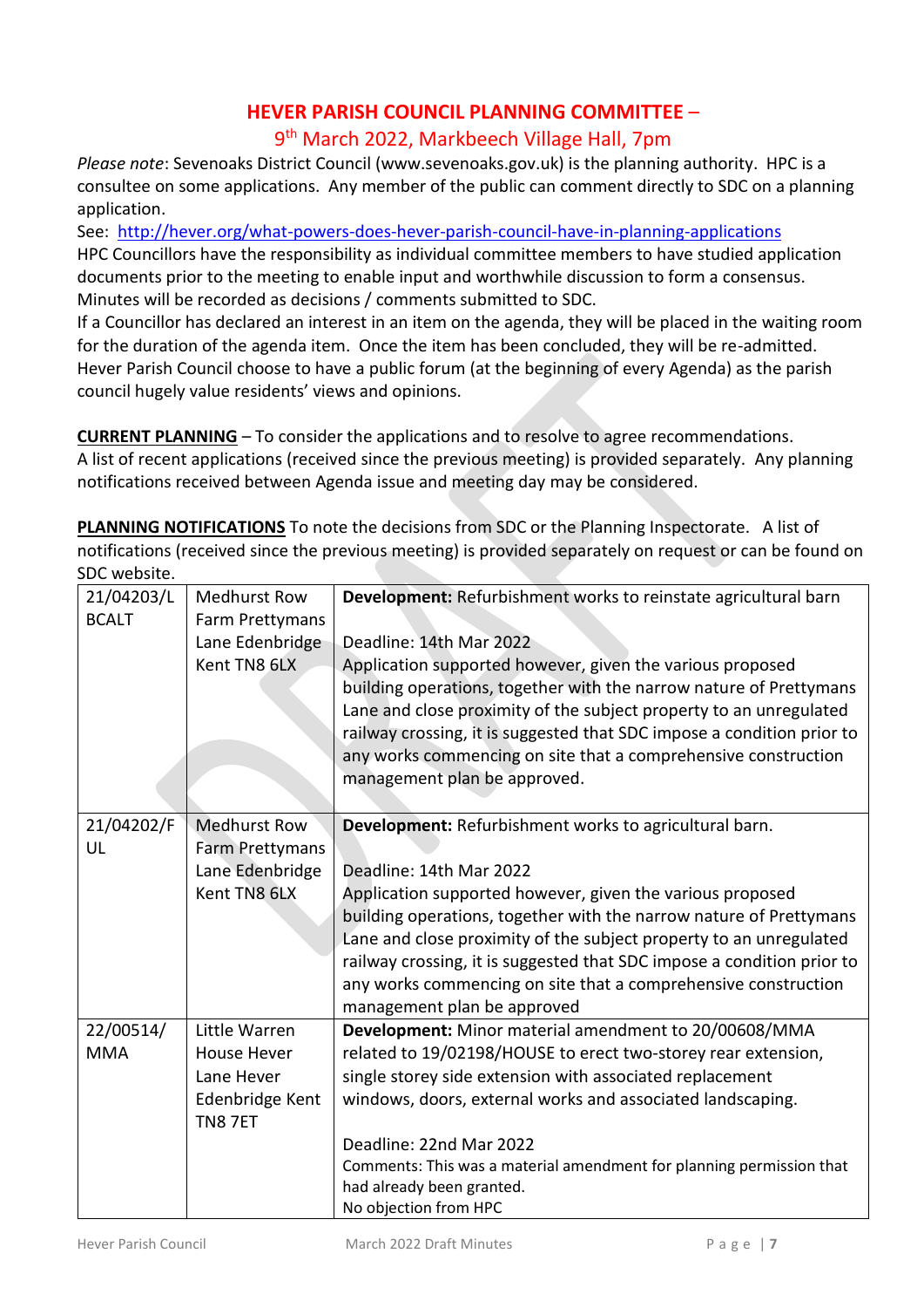## HEVER PARISH COUNCIL PLANNING COMMITTEE –

### 9th March 2022, Markbeech Village Hall, 7pm

*Please note*: Sevenoaks District Council (www.sevenoaks.gov.uk) is the planning authority. HPC is a consultee on some applications. Any member of the public can comment directly to SDC on a planning application.

See: http://hever.org/what-powers-does-hever-parish-council-have-in-planning-applications

HPC Councillors have the responsibility as individual committee members to have studied application documents prior to the meeting to enable input and worthwhile discussion to form a consensus. Minutes will be recorded as decisions / comments submitted to SDC.

If a Councillor has declared an interest in an item on the agenda, they will be placed in the waiting room for the duration of the agenda item. Once the item has been concluded, they will be re-admitted.

Hever Parish Council choose to have a public forum (at the beginning of every Agenda) as the parish council hugely value residents' views and opinions.

**CURRENT PLANNING** – To consider the applications and to resolve to agree recommendations.
A list of recent applications (received since the previous meeting) is provided separately. Any planning notifications received between Agenda issue and meeting day may be considered.

**PLANNING NOTIFICATIONS** To note the decisions from SDC or the Planning Inspectorate. A list of notifications (received since the previous meeting) is provided separately on request or can be found on SDC website.

| | | |
|---|---|---|
| 21/04203/LBCALT | Medhurst Row Farm Prettymans Lane Edenbridge Kent TN8 6LX | **Development:** Refurbishment works to reinstate agricultural barn<br><br>Deadline: 14th Mar 2022<br>Application supported however, given the various proposed building operations, together with the narrow nature of Prettymans Lane and close proximity of the subject property to an unregulated railway crossing, it is suggested that SDC impose a condition prior to any works commencing on site that a comprehensive construction management plan be approved. |
| 21/04202/FUL | Medhurst Row Farm Prettymans Lane Edenbridge Kent TN8 6LX | **Development:** Refurbishment works to agricultural barn.<br><br>Deadline: 14th Mar 2022<br>Application supported however, given the various proposed building operations, together with the narrow nature of Prettymans Lane and close proximity of the subject property to an unregulated railway crossing, it is suggested that SDC impose a condition prior to any works commencing on site that a comprehensive construction management plan be approved |
| 22/00514/MMA | Little Warren House Hever Lane Hever Edenbridge Kent TN8 7ET | **Development:** Minor material amendment to 20/00608/MMA related to 19/02198/HOUSE to erect two-storey rear extension, single storey side extension with associated replacement windows, doors, external works and associated landscaping.<br><br>Deadline: 22nd Mar 2022<br>Comments: This was a material amendment for planning permission that had already been granted.<br>No objection from HPC |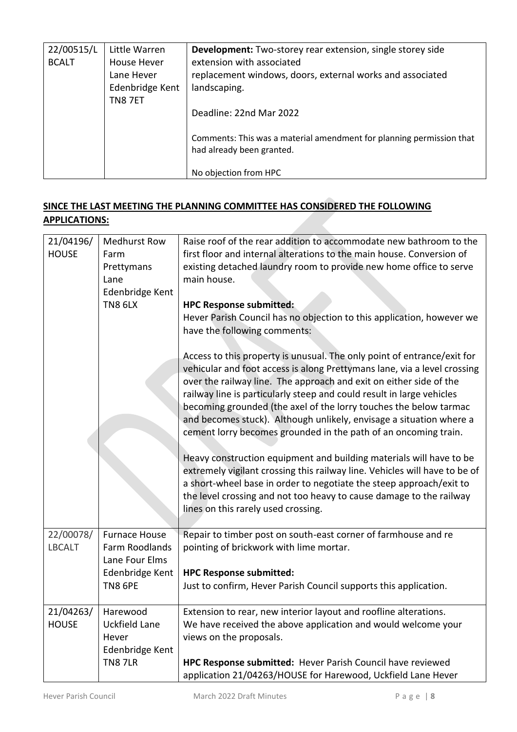| 22/00515/LBCALT | Little Warren House Hever Lane Hever Edenbridge Kent TN8 7ET | **Development:** Two-storey rear extension, single storey side extension with associated replacement windows, doors, external works and associated landscaping.<br><br>Deadline: 22nd Mar 2022<br><br>Comments: This was a material amendment for planning permission that had already been granted.<br><br>No objection from HPC |
|---|---|---|

## SINCE THE LAST MEETING THE PLANNING COMMITTEE HAS CONSIDERED THE FOLLOWING APPLICATIONS:

| 21/04196/HOUSE | Medhurst Row Farm Prettymans Lane Edenbridge Kent TN8 6LX | Raise roof of the rear addition to accommodate new bathroom to the first floor and internal alterations to the main house. Conversion of existing detached laundry room to provide new home office to serve main house.<br><br>**HPC Response submitted:**<br>Hever Parish Council has no objection to this application, however we have the following comments:<br><br>Access to this property is unusual. The only point of entrance/exit for vehicular and foot access is along Prettymans lane, via a level crossing over the railway line. The approach and exit on either side of the railway line is particularly steep and could result in large vehicles becoming grounded (the axel of the lorry touches the below tarmac and becomes stuck). Although unlikely, envisage a situation where a cement lorry becomes grounded in the path of an oncoming train.<br><br>Heavy construction equipment and building materials will have to be extremely vigilant crossing this railway line. Vehicles will have to be of a short-wheel base in order to negotiate the steep approach/exit to the level crossing and not too heavy to cause damage to the railway lines on this rarely used crossing. |
|---|---|---|
| 22/00078/LBCALT | Furnace House Farm Roodlands Lane Four Elms Edenbridge Kent TN8 6PE | Repair to timber post on south-east corner of farmhouse and re pointing of brickwork with lime mortar.<br><br>**HPC Response submitted:**<br>Just to confirm, Hever Parish Council supports this application. |
| 21/04263/HOUSE | Harewood Uckfield Lane Hever Edenbridge Kent TN8 7LR | Extension to rear, new interior layout and roofline alterations.<br>We have received the above application and would welcome your views on the proposals.<br><br>**HPC Response submitted:** Hever Parish Council have reviewed application 21/04263/HOUSE for Harewood, Uckfield Lane Hever |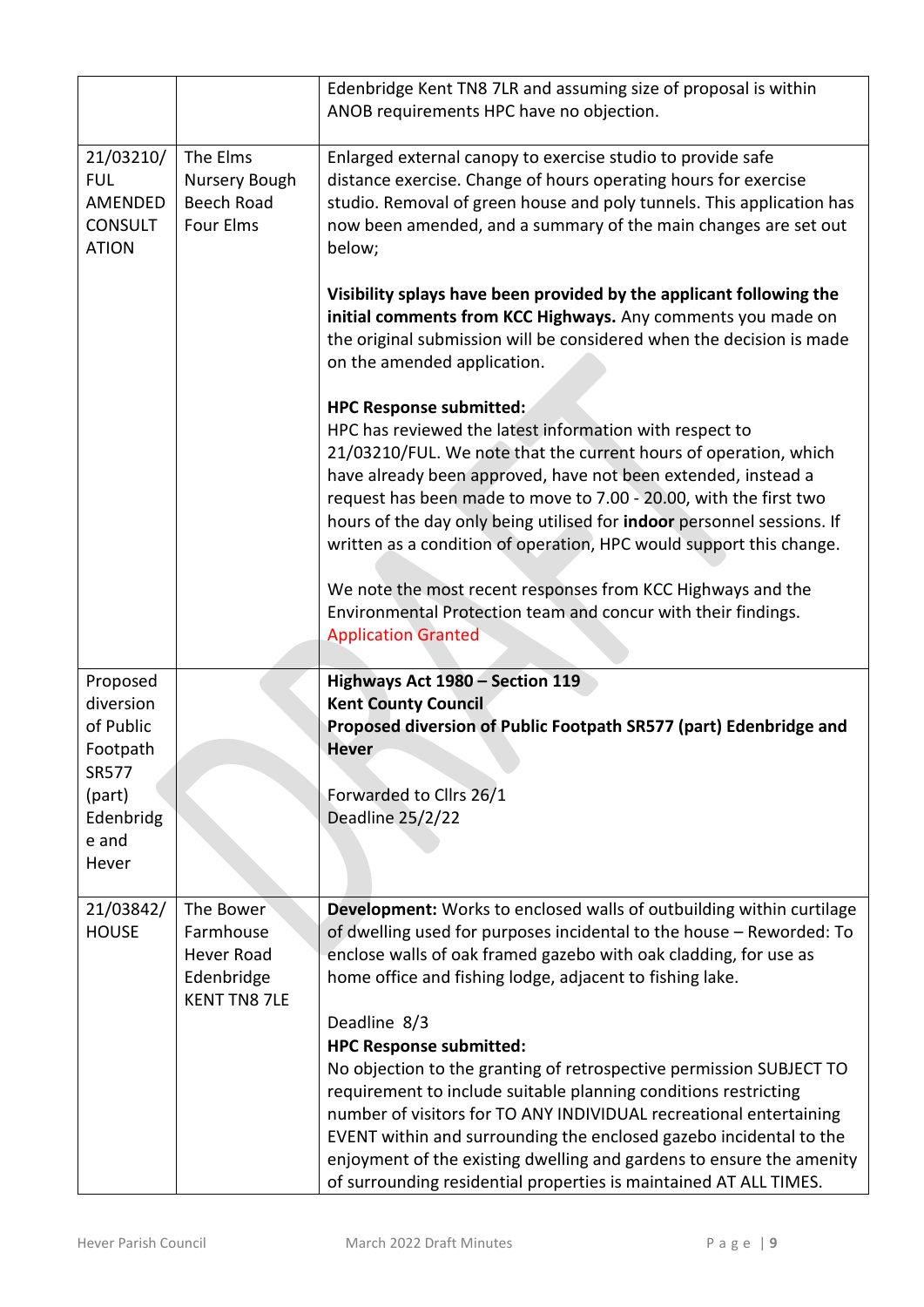| | | |
|---|---|---|
| | | Edenbridge Kent TN8 7LR and assuming size of proposal is within ANOB requirements HPC have no objection. |
| 21/03210/ FUL AMENDED CONSULTATION | The Elms Nursery Bough Beech Road Four Elms | Enlarged external canopy to exercise studio to provide safe distance exercise. Change of hours operating hours for exercise studio. Removal of green house and poly tunnels. This application has now been amended, and a summary of the main changes are set out below;<br><br>**Visibility splays have been provided by the applicant following the initial comments from KCC Highways.** Any comments you made on the original submission will be considered when the decision is made on the amended application.<br><br>**HPC Response submitted:**<br>HPC has reviewed the latest information with respect to 21/03210/FUL. We note that the current hours of operation, which have already been approved, have not been extended, instead a request has been made to move to 7.00 - 20.00, with the first two hours of the day only being utilised for **indoor** personnel sessions. If written as a condition of operation, HPC would support this change.<br><br>We note the most recent responses from KCC Highways and the Environmental Protection team and concur with their findings.<br>Application Granted |
| Proposed diversion of Public Footpath SR577 (part) Edenbridge and Hever | | **Highways Act 1980 – Section 119**<br>**Kent County Council**<br>**Proposed diversion of Public Footpath SR577 (part) Edenbridge and Hever**<br><br>Forwarded to Cllrs 26/1<br>Deadline 25/2/22 |
| 21/03842/ HOUSE | The Bower Farmhouse Hever Road Edenbridge KENT TN8 7LE | **Development:** Works to enclosed walls of outbuilding within curtilage of dwelling used for purposes incidental to the house – Reworded: To enclose walls of oak framed gazebo with oak cladding, for use as home office and fishing lodge, adjacent to fishing lake.<br><br>Deadline 8/3<br>**HPC Response submitted:**<br>No objection to the granting of retrospective permission SUBJECT TO requirement to include suitable planning conditions restricting number of visitors for TO ANY INDIVIDUAL recreational entertaining EVENT within and surrounding the enclosed gazebo incidental to the enjoyment of the existing dwelling and gardens to ensure the amenity of surrounding residential properties is maintained AT ALL TIMES. |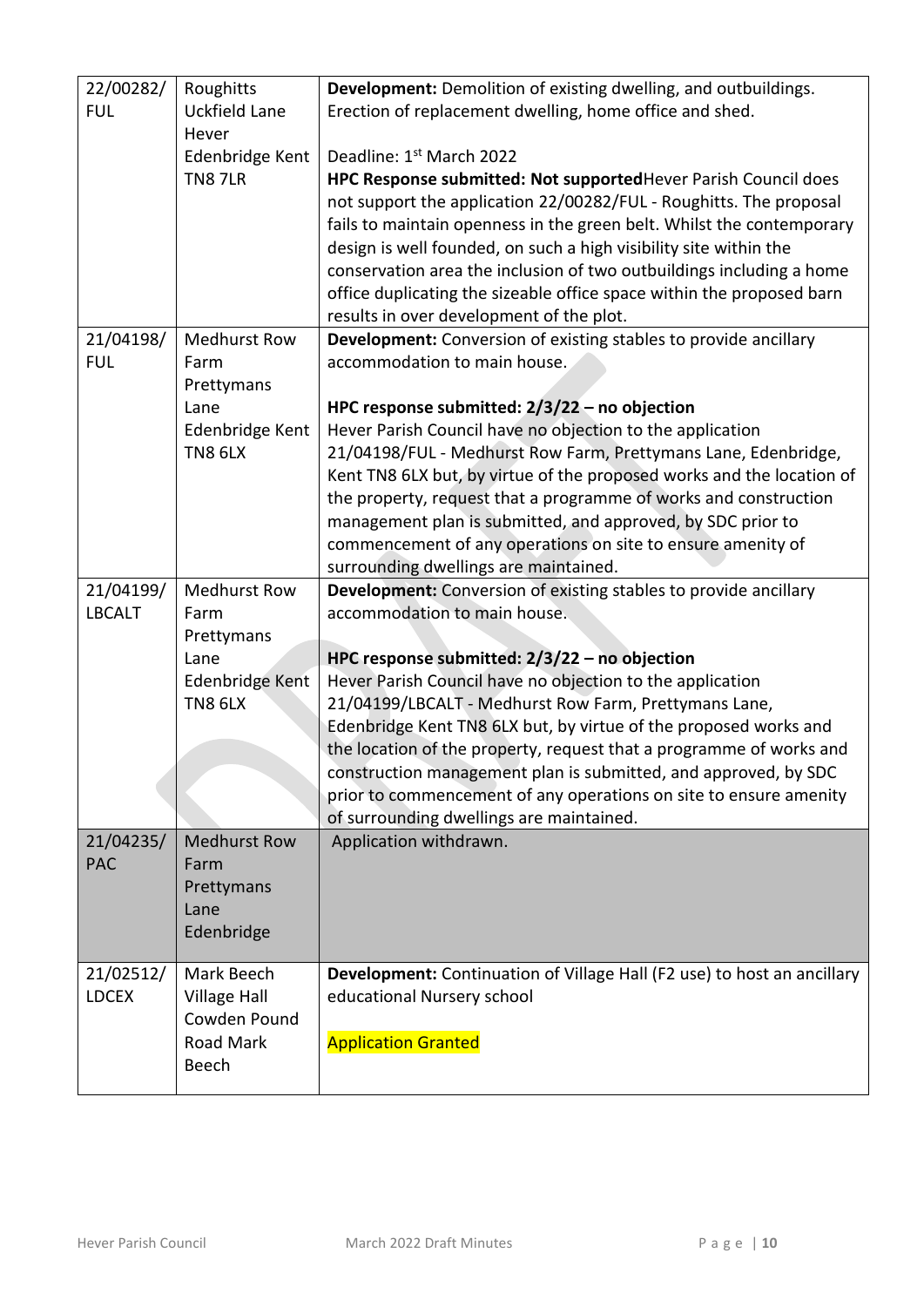| | | |
|---|---|---|
| 22/00282/ FUL | Roughitts Uckfield Lane Hever Edenbridge Kent TN8 7LR | **Development:** Demolition of existing dwelling, and outbuildings. Erection of replacement dwelling, home office and shed.<br><br>Deadline: 1st March 2022<br>**HPC Response submitted: Not supported**Hever Parish Council does not support the application 22/00282/FUL - Roughitts. The proposal fails to maintain openness in the green belt. Whilst the contemporary design is well founded, on such a high visibility site within the conservation area the inclusion of two outbuildings including a home office duplicating the sizeable office space within the proposed barn results in over development of the plot. |
| 21/04198/ FUL | Medhurst Row Farm Prettymans Lane Edenbridge Kent TN8 6LX | **Development:** Conversion of existing stables to provide ancillary accommodation to main house.<br><br>**HPC response submitted: 2/3/22 – no objection**<br>Hever Parish Council have no objection to the application 21/04198/FUL - Medhurst Row Farm, Prettymans Lane, Edenbridge, Kent TN8 6LX but, by virtue of the proposed works and the location of the property, request that a programme of works and construction management plan is submitted, and approved, by SDC prior to commencement of any operations on site to ensure amenity of surrounding dwellings are maintained. |
| 21/04199/ LBCALT | Medhurst Row Farm Prettymans Lane Edenbridge Kent TN8 6LX | **Development:** Conversion of existing stables to provide ancillary accommodation to main house.<br><br>**HPC response submitted: 2/3/22 – no objection**<br>Hever Parish Council have no objection to the application 21/04199/LBCALT - Medhurst Row Farm, Prettymans Lane, Edenbridge Kent TN8 6LX but, by virtue of the proposed works and the location of the property, request that a programme of works and construction management plan is submitted, and approved, by SDC prior to commencement of any operations on site to ensure amenity of surrounding dwellings are maintained. |
| 21/04235/ PAC | Medhurst Row Farm Prettymans Lane Edenbridge | Application withdrawn. |
| 21/02512/ LDCEX | Mark Beech Village Hall Cowden Pound Road Mark Beech | **Development:** Continuation of Village Hall (F2 use) to host an ancillary educational Nursery school<br><br>Application Granted |